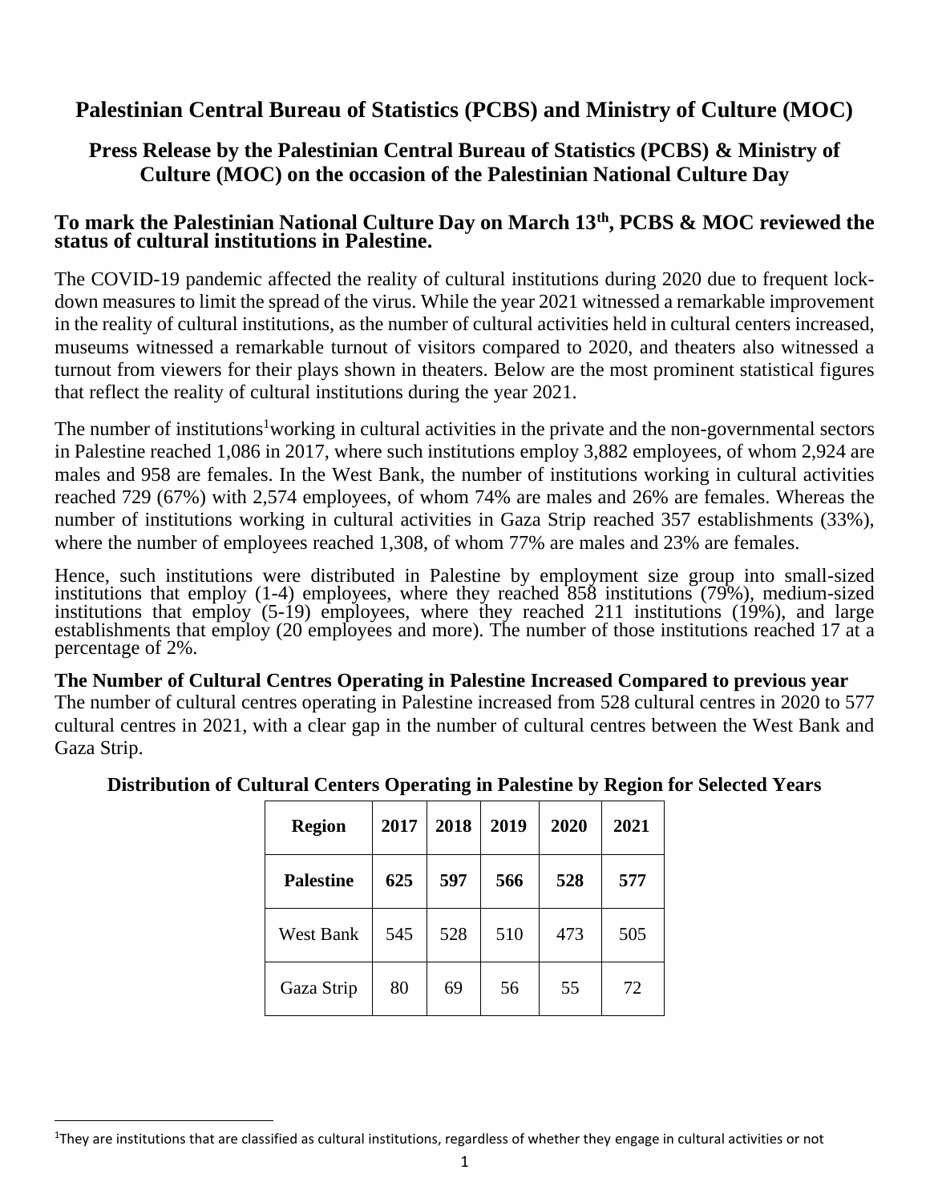# Palestinian Central Bureau of Statistics (PCBS) and Ministry of Culture (MOC)

## Press Release by the Palestinian Central Bureau of Statistics (PCBS) & Ministry of Culture (MOC) on the occasion of the Palestinian National Culture Day

### To mark the Palestinian National Culture Day on March 13th, PCBS & MOC reviewed the status of cultural institutions in Palestine.

The COVID-19 pandemic affected the reality of cultural institutions during 2020 due to frequent lock-down measures to limit the spread of the virus. While the year 2021 witnessed a remarkable improvement in the reality of cultural institutions, as the number of cultural activities held in cultural centers increased, museums witnessed a remarkable turnout of visitors compared to 2020, and theaters also witnessed a turnout from viewers for their plays shown in theaters. Below are the most prominent statistical figures that reflect the reality of cultural institutions during the year 2021.

The number of institutions[1] working in cultural activities in the private and the non-governmental sectors in Palestine reached 1,086 in 2017, where such institutions employ 3,882 employees, of whom 2,924 are males and 958 are females. In the West Bank, the number of institutions working in cultural activities reached 729 (67%) with 2,574 employees, of whom 74% are males and 26% are females. Whereas the number of institutions working in cultural activities in Gaza Strip reached 357 establishments (33%), where the number of employees reached 1,308, of whom 77% are males and 23% are females.

Hence, such institutions were distributed in Palestine by employment size group into small-sized institutions that employ (1-4) employees, where they reached 858 institutions (79%), medium-sized institutions that employ (5-19) employees, where they reached 211 institutions (19%), and large establishments that employ (20 employees and more). The number of those institutions reached 17 at a percentage of 2%.

**The Number of Cultural Centres Operating in Palestine Increased Compared to previous year**

The number of cultural centres operating in Palestine increased from 528 cultural centres in 2020 to 577 cultural centres in 2021, with a clear gap in the number of cultural centres between the West Bank and Gaza Strip.

**Distribution of Cultural Centers Operating in Palestine by Region for Selected Years**

| Region | 2017 | 2018 | 2019 | 2020 | 2021 |
|---|---|---|---|---|---|
| **Palestine** | **625** | **597** | **566** | **528** | **577** |
| West Bank | 545 | 528 | 510 | 473 | 505 |
| Gaza Strip | 80 | 69 | 56 | 55 | 72 |

[1] They are institutions that are classified as cultural institutions, regardless of whether they engage in cultural activities or not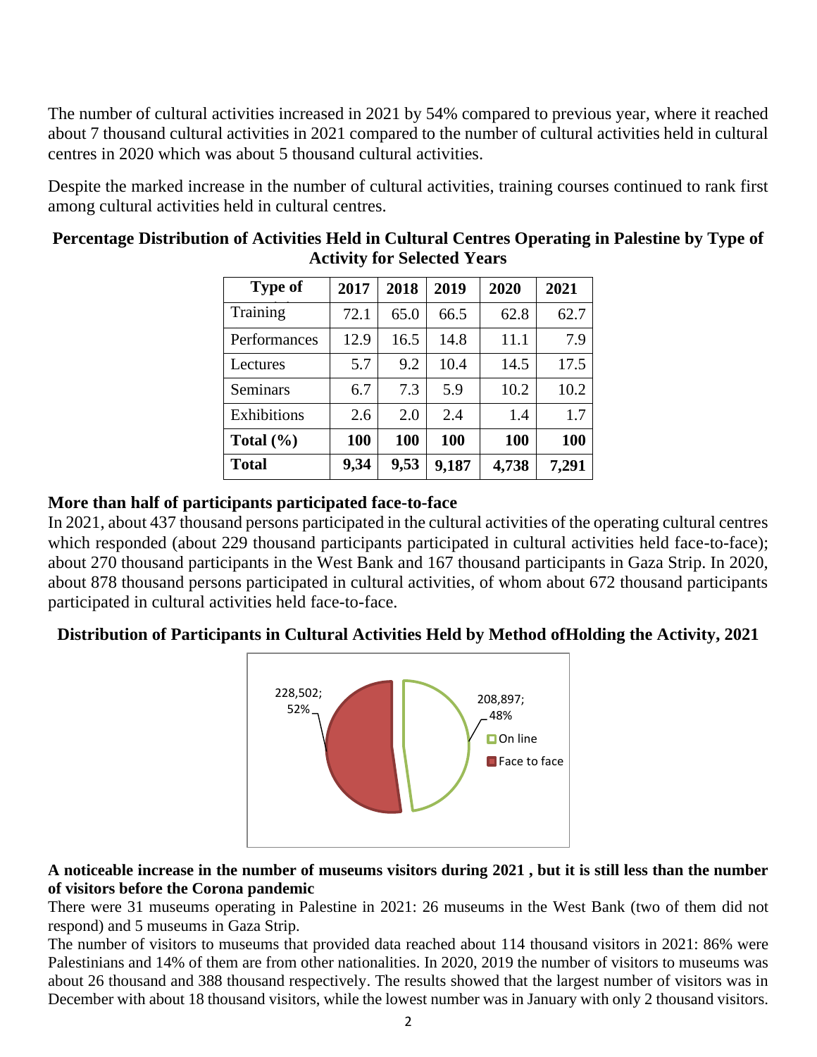The number of cultural activities increased in 2021 by 54% compared to previous year, where it reached about 7 thousand cultural activities in 2021 compared to the number of cultural activities held in cultural centres in 2020 which was about 5 thousand cultural activities.

Despite the marked increase in the number of cultural activities, training courses continued to rank first among cultural activities held in cultural centres.

**Percentage Distribution of Activities Held in Cultural Centres Operating in Palestine by Type of Activity for Selected Years**

| Type of | 2017 | 2018 | 2019 | 2020 | 2021 |
|---|---|---|---|---|---|
| Training | 72.1 | 65.0 | 66.5 | 62.8 | 62.7 |
| Performances | 12.9 | 16.5 | 14.8 | 11.1 | 7.9 |
| Lectures | 5.7 | 9.2 | 10.4 | 14.5 | 17.5 |
| Seminars | 6.7 | 7.3 | 5.9 | 10.2 | 10.2 |
| Exhibitions | 2.6 | 2.0 | 2.4 | 1.4 | 1.7 |
| **Total (%)** | **100** | **100** | **100** | **100** | **100** |
| **Total** | **9,34** | **9,53** | **9,187** | **4,738** | **7,291** |

### More than half of participants participated face-to-face

In 2021, about 437 thousand persons participated in the cultural activities of the operating cultural centres which responded (about 229 thousand participants participated in cultural activities held face-to-face); about 270 thousand participants in the West Bank and 167 thousand participants in Gaza Strip. In 2020, about 878 thousand persons participated in cultural activities, of whom about 672 thousand participants participated in cultural activities held face-to-face.

**Distribution of Participants in Cultural Activities Held by Method ofHolding the Activity, 2021**

228,502; 52%

208,897; 48%

On line

Face to face

### A noticeable increase in the number of museums visitors during 2021 , but it is still less than the number of visitors before the Corona pandemic

There were 31 museums operating in Palestine in 2021: 26 museums in the West Bank (two of them did not respond) and 5 museums in Gaza Strip.

The number of visitors to museums that provided data reached about 114 thousand visitors in 2021: 86% were Palestinians and 14% of them are from other nationalities. In 2020, 2019 the number of visitors to museums was about 26 thousand and 388 thousand respectively. The results showed that the largest number of visitors was in December with about 18 thousand visitors, while the lowest number was in January with only 2 thousand visitors.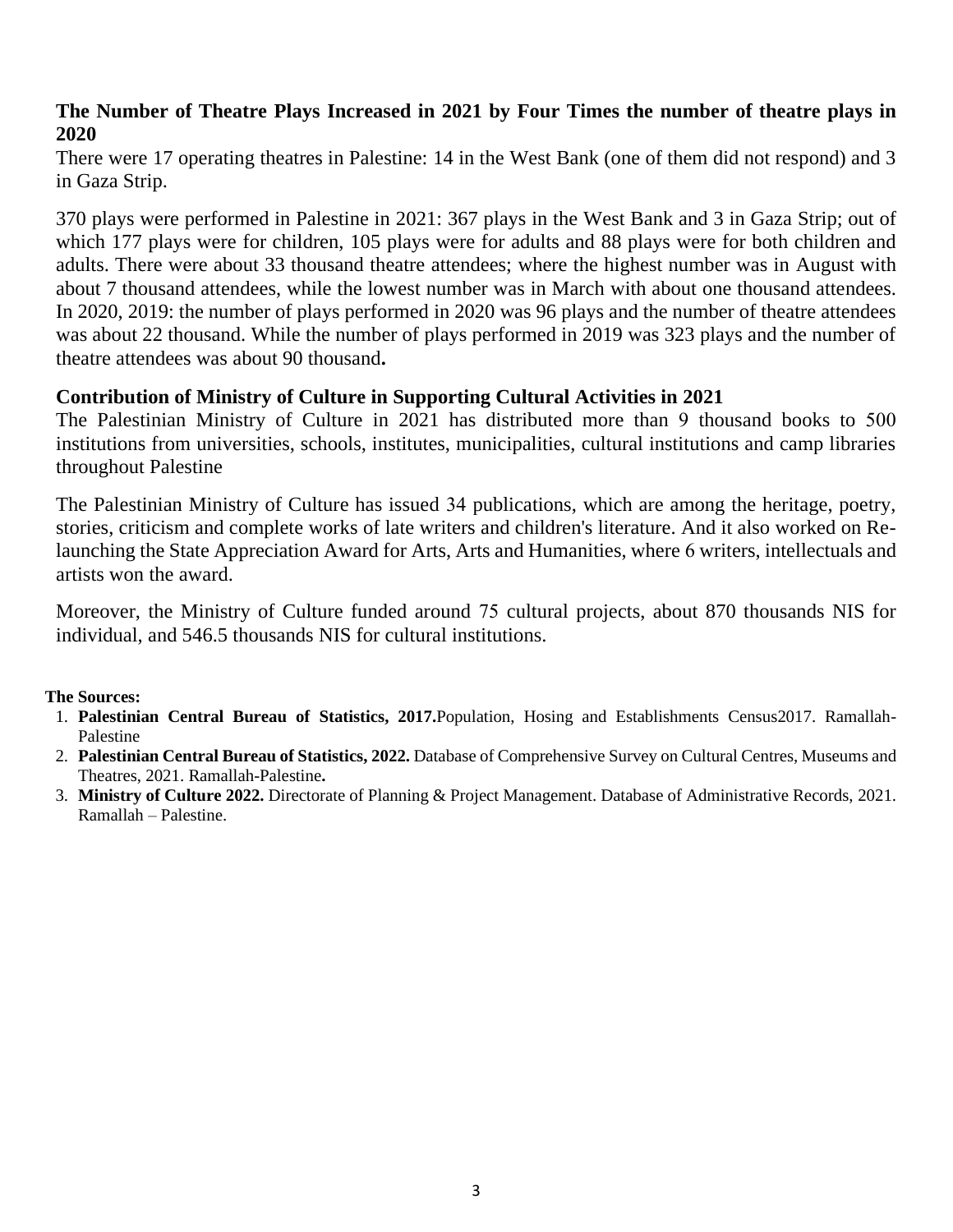## The Number of Theatre Plays Increased in 2021 by Four Times the number of theatre plays in 2020

There were 17 operating theatres in Palestine: 14 in the West Bank (one of them did not respond) and 3 in Gaza Strip.

370 plays were performed in Palestine in 2021: 367 plays in the West Bank and 3 in Gaza Strip; out of which 177 plays were for children, 105 plays were for adults and 88 plays were for both children and adults. There were about 33 thousand theatre attendees; where the highest number was in August with about 7 thousand attendees, while the lowest number was in March with about one thousand attendees. In 2020, 2019: the number of plays performed in 2020 was 96 plays and the number of theatre attendees was about 22 thousand. While the number of plays performed in 2019 was 323 plays and the number of theatre attendees was about 90 thousand**.**

## Contribution of Ministry of Culture in Supporting Cultural Activities in 2021

The Palestinian Ministry of Culture in 2021 has distributed more than 9 thousand books to 500 institutions from universities, schools, institutes, municipalities, cultural institutions and camp libraries throughout Palestine

The Palestinian Ministry of Culture has issued 34 publications, which are among the heritage, poetry, stories, criticism and complete works of late writers and children's literature. And it also worked on Re-launching the State Appreciation Award for Arts, Arts and Humanities, where 6 writers, intellectuals and artists won the award.

Moreover, the Ministry of Culture funded around 75 cultural projects, about 870 thousands NIS for individual, and 546.5 thousands NIS for cultural institutions.

**The Sources:**

1. **Palestinian Central Bureau of Statistics, 2017.**Population, Hosing and Establishments Census2017. Ramallah-Palestine
2. **Palestinian Central Bureau of Statistics, 2022.** Database of Comprehensive Survey on Cultural Centres, Museums and Theatres, 2021. Ramallah-Palestine**.**
3. **Ministry of Culture 2022.** Directorate of Planning & Project Management. Database of Administrative Records, 2021. Ramallah – Palestine.